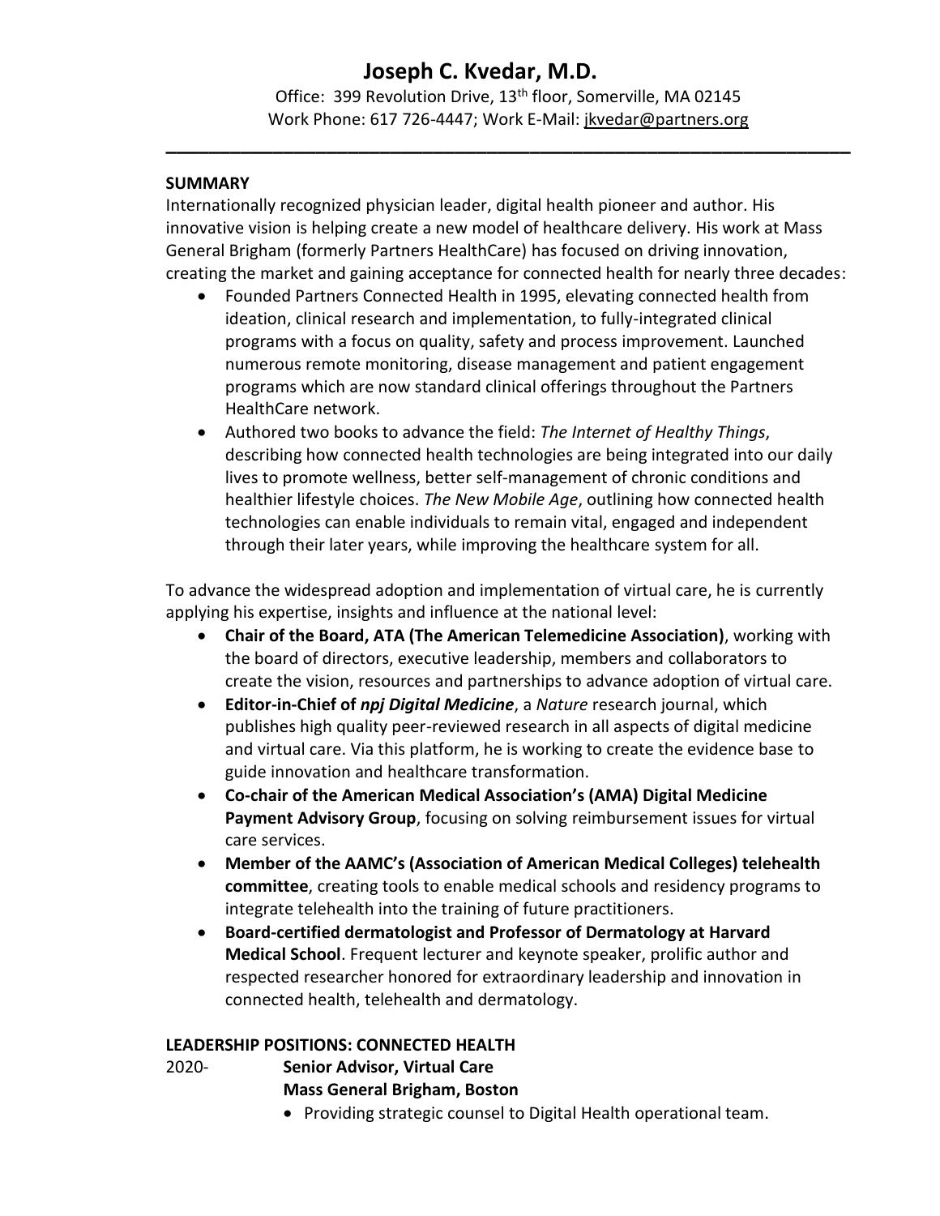# Joseph C. Kvedar, M.D.

Office: 399 Revolution Drive, 13th floor, Somerville, MA 02145
Work Phone: 617 726-4447; Work E-Mail: jkvedar@partners.org

---

## SUMMARY

Internationally recognized physician leader, digital health pioneer and author. His innovative vision is helping create a new model of healthcare delivery. His work at Mass General Brigham (formerly Partners HealthCare) has focused on driving innovation, creating the market and gaining acceptance for connected health for nearly three decades:

- Founded Partners Connected Health in 1995, elevating connected health from ideation, clinical research and implementation, to fully-integrated clinical programs with a focus on quality, safety and process improvement. Launched numerous remote monitoring, disease management and patient engagement programs which are now standard clinical offerings throughout the Partners HealthCare network.
- Authored two books to advance the field: *The Internet of Healthy Things*, describing how connected health technologies are being integrated into our daily lives to promote wellness, better self-management of chronic conditions and healthier lifestyle choices. *The New Mobile Age*, outlining how connected health technologies can enable individuals to remain vital, engaged and independent through their later years, while improving the healthcare system for all.

To advance the widespread adoption and implementation of virtual care, he is currently applying his expertise, insights and influence at the national level:

- **Chair of the Board, ATA (The American Telemedicine Association)**, working with the board of directors, executive leadership, members and collaborators to create the vision, resources and partnerships to advance adoption of virtual care.
- **Editor-in-Chief of *npj Digital Medicine***, a *Nature* research journal, which publishes high quality peer-reviewed research in all aspects of digital medicine and virtual care. Via this platform, he is working to create the evidence base to guide innovation and healthcare transformation.
- **Co-chair of the American Medical Association's (AMA) Digital Medicine Payment Advisory Group**, focusing on solving reimbursement issues for virtual care services.
- **Member of the AAMC's (Association of American Medical Colleges) telehealth committee**, creating tools to enable medical schools and residency programs to integrate telehealth into the training of future practitioners.
- **Board-certified dermatologist and Professor of Dermatology at Harvard Medical School**. Frequent lecturer and keynote speaker, prolific author and respected researcher honored for extraordinary leadership and innovation in connected health, telehealth and dermatology.

## LEADERSHIP POSITIONS: CONNECTED HEALTH

2020- **Senior Advisor, Virtual Care**
**Mass General Brigham, Boston**

- Providing strategic counsel to Digital Health operational team.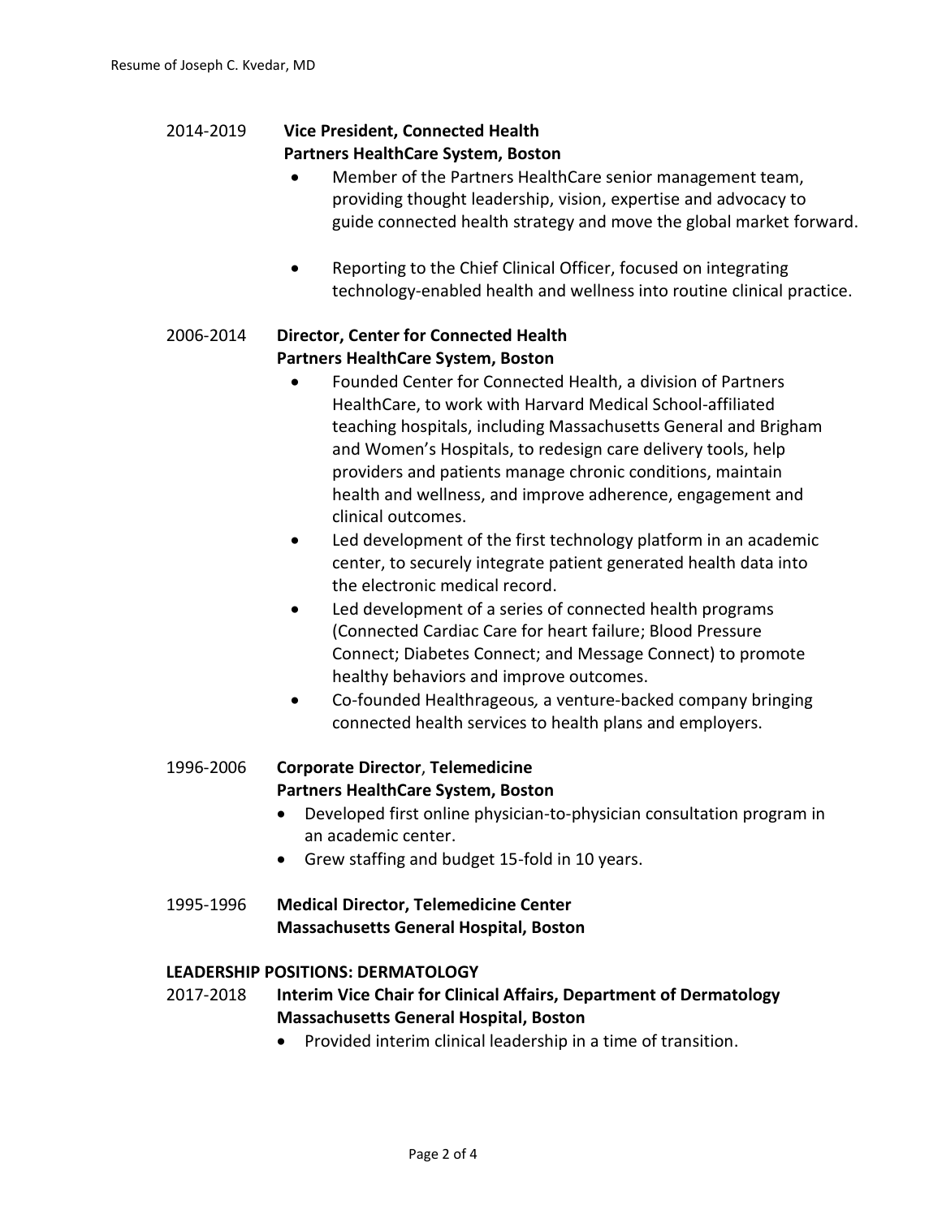**2014-2019 Vice President, Connected Health**
**Partners HealthCare System, Boston**

- Member of the Partners HealthCare senior management team, providing thought leadership, vision, expertise and advocacy to guide connected health strategy and move the global market forward.
- Reporting to the Chief Clinical Officer, focused on integrating technology-enabled health and wellness into routine clinical practice.

**2006-2014 Director, Center for Connected Health**
**Partners HealthCare System, Boston**

- Founded Center for Connected Health, a division of Partners HealthCare, to work with Harvard Medical School-affiliated teaching hospitals, including Massachusetts General and Brigham and Women's Hospitals, to redesign care delivery tools, help providers and patients manage chronic conditions, maintain health and wellness, and improve adherence, engagement and clinical outcomes.
- Led development of the first technology platform in an academic center, to securely integrate patient generated health data into the electronic medical record.
- Led development of a series of connected health programs (Connected Cardiac Care for heart failure; Blood Pressure Connect; Diabetes Connect; and Message Connect) to promote healthy behaviors and improve outcomes.
- Co-founded Healthrageous*,* a venture-backed company bringing connected health services to health plans and employers.

**1996-2006 Corporate Director**, **Telemedicine**
**Partners HealthCare System, Boston**

- Developed first online physician-to-physician consultation program in an academic center.
- Grew staffing and budget 15-fold in 10 years.

**1995-1996 Medical Director, Telemedicine Center**
**Massachusetts General Hospital, Boston**

## LEADERSHIP POSITIONS: DERMATOLOGY

**2017-2018 Interim Vice Chair for Clinical Affairs, Department of Dermatology**
**Massachusetts General Hospital, Boston**

- Provided interim clinical leadership in a time of transition.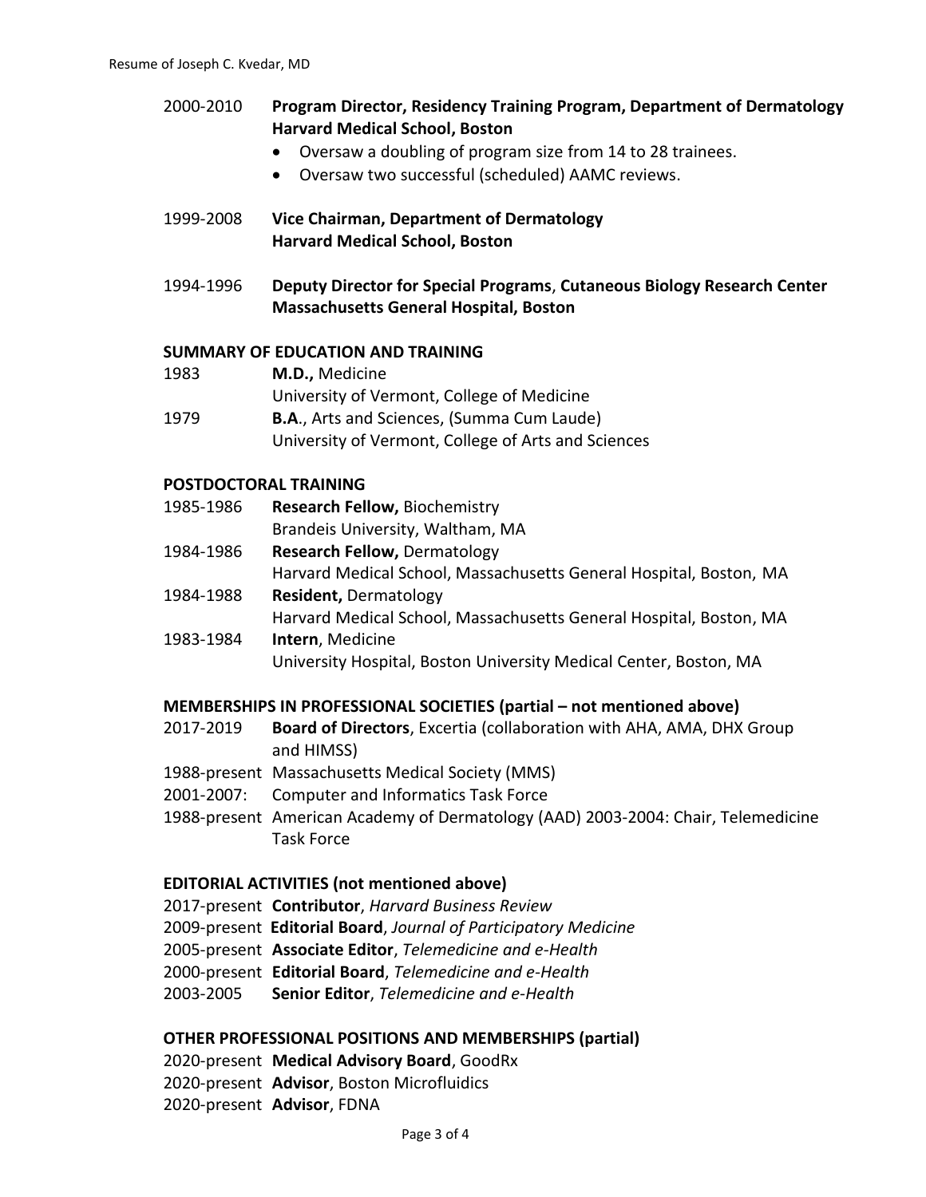2000-2010 **Program Director, Residency Training Program, Department of Dermatology Harvard Medical School, Boston**

- Oversaw a doubling of program size from 14 to 28 trainees.
- Oversaw two successful (scheduled) AAMC reviews.

1999-2008 **Vice Chairman, Department of Dermatology Harvard Medical School, Boston**

1994-1996 **Deputy Director for Special Programs**, **Cutaneous Biology Research Center Massachusetts General Hospital, Boston**

## SUMMARY OF EDUCATION AND TRAINING

1983 **M.D.,** Medicine
University of Vermont, College of Medicine

1979 **B.A**., Arts and Sciences, (Summa Cum Laude)
University of Vermont, College of Arts and Sciences

## POSTDOCTORAL TRAINING

1985-1986 **Research Fellow,** Biochemistry
Brandeis University, Waltham, MA

1984-1986 **Research Fellow,** Dermatology
Harvard Medical School, Massachusetts General Hospital, Boston, MA

1984-1988 **Resident,** Dermatology
Harvard Medical School, Massachusetts General Hospital, Boston, MA

1983-1984 **Intern**, Medicine
University Hospital, Boston University Medical Center, Boston, MA

## MEMBERSHIPS IN PROFESSIONAL SOCIETIES (partial – not mentioned above)

2017-2019 **Board of Directors**, Excertia (collaboration with AHA, AMA, DHX Group and HIMSS)

1988-present Massachusetts Medical Society (MMS)

2001-2007: Computer and Informatics Task Force

1988-present American Academy of Dermatology (AAD) 2003-2004: Chair, Telemedicine Task Force

## EDITORIAL ACTIVITIES (not mentioned above)

2017-present **Contributor**, *Harvard Business Review*

2009-present **Editorial Board**, *Journal of Participatory Medicine*

2005-present **Associate Editor**, *Telemedicine and e-Health*

2000-present **Editorial Board**, *Telemedicine and e-Health*

2003-2005 **Senior Editor**, *Telemedicine and e-Health*

## OTHER PROFESSIONAL POSITIONS AND MEMBERSHIPS (partial)

2020-present **Medical Advisory Board**, GoodRx

2020-present **Advisor**, Boston Microfluidics

2020-present **Advisor**, FDNA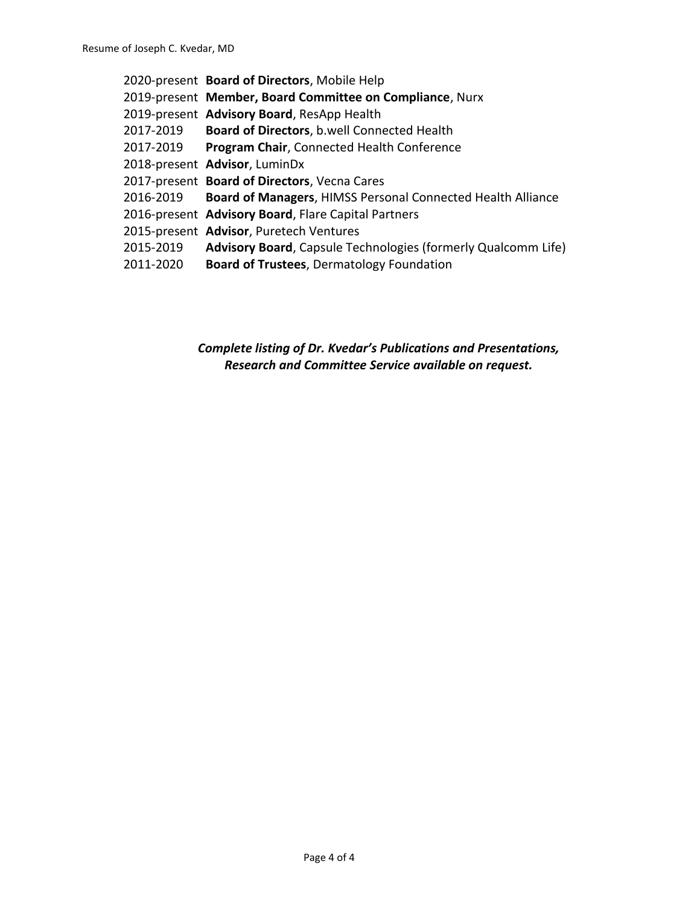2020-present **Board of Directors**, Mobile Help
2019-present **Member, Board Committee on Compliance**, Nurx
2019-present **Advisory Board**, ResApp Health
2017-2019 **Board of Directors**, b.well Connected Health
2017-2019 **Program Chair**, Connected Health Conference
2018-present **Advisor**, LuminDx
2017-present **Board of Directors**, Vecna Cares
2016-2019 **Board of Managers**, HIMSS Personal Connected Health Alliance
2016-present **Advisory Board**, Flare Capital Partners
2015-present **Advisor**, Puretech Ventures
2015-2019 **Advisory Board**, Capsule Technologies (formerly Qualcomm Life)
2011-2020 **Board of Trustees**, Dermatology Foundation

***Complete listing of Dr. Kvedar's Publications and Presentations, Research and Committee Service available on request.***